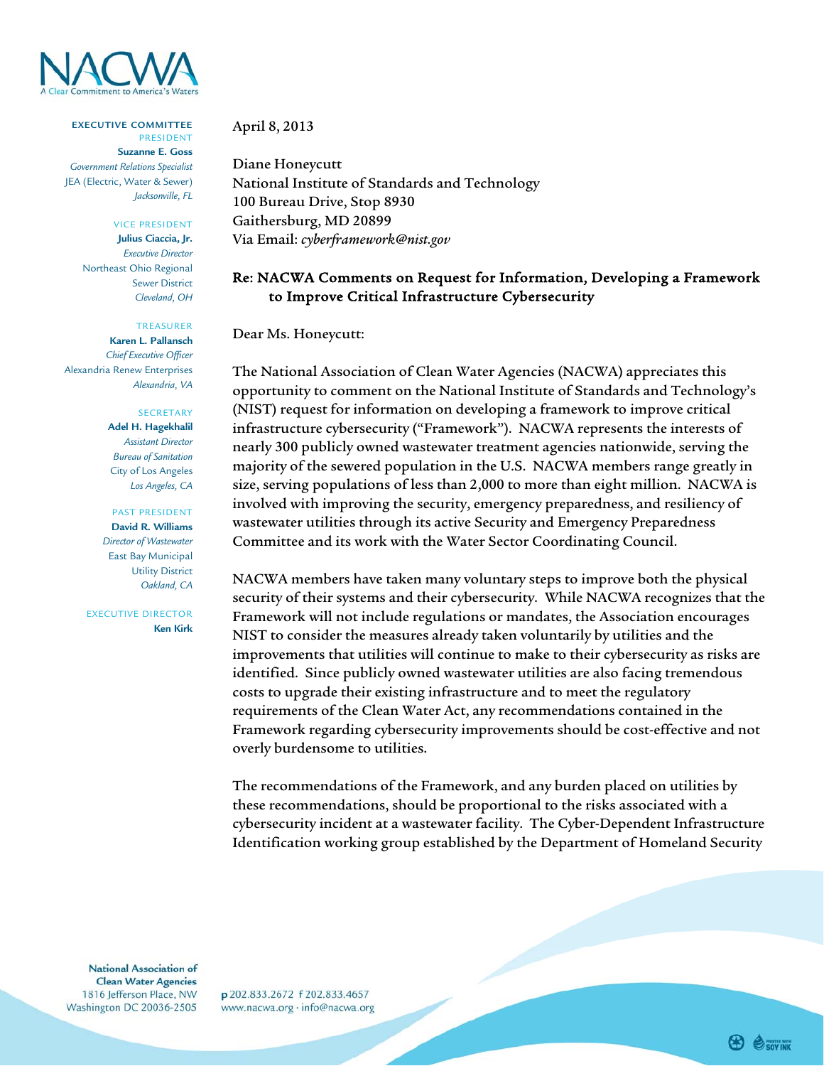NACWA
A Clear Commitment to America's Waters

**EXECUTIVE COMMITTEE**

PRESIDENT
**Suzanne E. Goss**
*Government Relations Specialist*
JEA (Electric, Water & Sewer)
*Jacksonville, FL*

VICE PRESIDENT
**Julius Ciaccia, Jr.**
*Executive Director*
Northeast Ohio Regional Sewer District
*Cleveland, OH*

TREASURER
**Karen L. Pallansch**
*Chief Executive Officer*
Alexandria Renew Enterprises
*Alexandria, VA*

SECRETARY
**Adel H. Hagekhalil**
*Assistant Director*
*Bureau of Sanitation*
City of Los Angeles
*Los Angeles, CA*

PAST PRESIDENT
**David R. Williams**
*Director of Wastewater*
East Bay Municipal Utility District
*Oakland, CA*

EXECUTIVE DIRECTOR
**Ken Kirk**

April 8, 2013

Diane Honeycutt
National Institute of Standards and Technology
100 Bureau Drive, Stop 8930
Gaithersburg, MD 20899
Via Email: *cyberframework@nist.gov*

**Re: NACWA Comments on Request for Information, Developing a Framework to Improve Critical Infrastructure Cybersecurity**

Dear Ms. Honeycutt:

The National Association of Clean Water Agencies (NACWA) appreciates this opportunity to comment on the National Institute of Standards and Technology's (NIST) request for information on developing a framework to improve critical infrastructure cybersecurity ("Framework"). NACWA represents the interests of nearly 300 publicly owned wastewater treatment agencies nationwide, serving the majority of the sewered population in the U.S. NACWA members range greatly in size, serving populations of less than 2,000 to more than eight million. NACWA is involved with improving the security, emergency preparedness, and resiliency of wastewater utilities through its active Security and Emergency Preparedness Committee and its work with the Water Sector Coordinating Council.

NACWA members have taken many voluntary steps to improve both the physical security of their systems and their cybersecurity. While NACWA recognizes that the Framework will not include regulations or mandates, the Association encourages NIST to consider the measures already taken voluntarily by utilities and the improvements that utilities will continue to make to their cybersecurity as risks are identified. Since publicly owned wastewater utilities are also facing tremendous costs to upgrade their existing infrastructure and to meet the regulatory requirements of the Clean Water Act, any recommendations contained in the Framework regarding cybersecurity improvements should be cost-effective and not overly burdensome to utilities.

The recommendations of the Framework, and any burden placed on utilities by these recommendations, should be proportional to the risks associated with a cybersecurity incident at a wastewater facility. The Cyber-Dependent Infrastructure Identification working group established by the Department of Homeland Security

National Association of Clean Water Agencies
1816 Jefferson Place, NW
Washington DC 20036-2505
p 202.833.2672 f 202.833.4657
www.nacwa.org · info@nacwa.org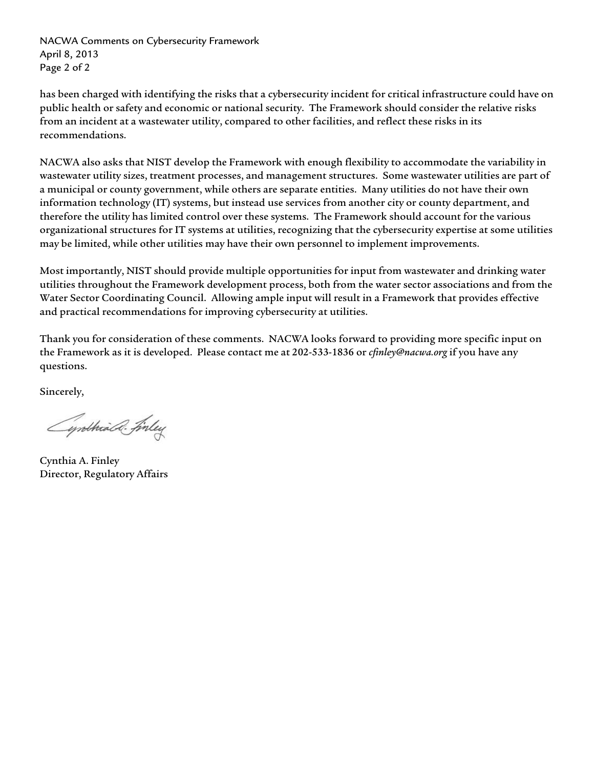has been charged with identifying the risks that a cybersecurity incident for critical infrastructure could have on public health or safety and economic or national security. The Framework should consider the relative risks from an incident at a wastewater utility, compared to other facilities, and reflect these risks in its recommendations.

NACWA also asks that NIST develop the Framework with enough flexibility to accommodate the variability in wastewater utility sizes, treatment processes, and management structures. Some wastewater utilities are part of a municipal or county government, while others are separate entities. Many utilities do not have their own information technology (IT) systems, but instead use services from another city or county department, and therefore the utility has limited control over these systems. The Framework should account for the various organizational structures for IT systems at utilities, recognizing that the cybersecurity expertise at some utilities may be limited, while other utilities may have their own personnel to implement improvements.

Most importantly, NIST should provide multiple opportunities for input from wastewater and drinking water utilities throughout the Framework development process, both from the water sector associations and from the Water Sector Coordinating Council. Allowing ample input will result in a Framework that provides effective and practical recommendations for improving cybersecurity at utilities.

Thank you for consideration of these comments. NACWA looks forward to providing more specific input on the Framework as it is developed. Please contact me at 202-533-1836 or *cfinley@nacwa.org* if you have any questions.

Sincerely,

Cynthia A. Finley
Director, Regulatory Affairs